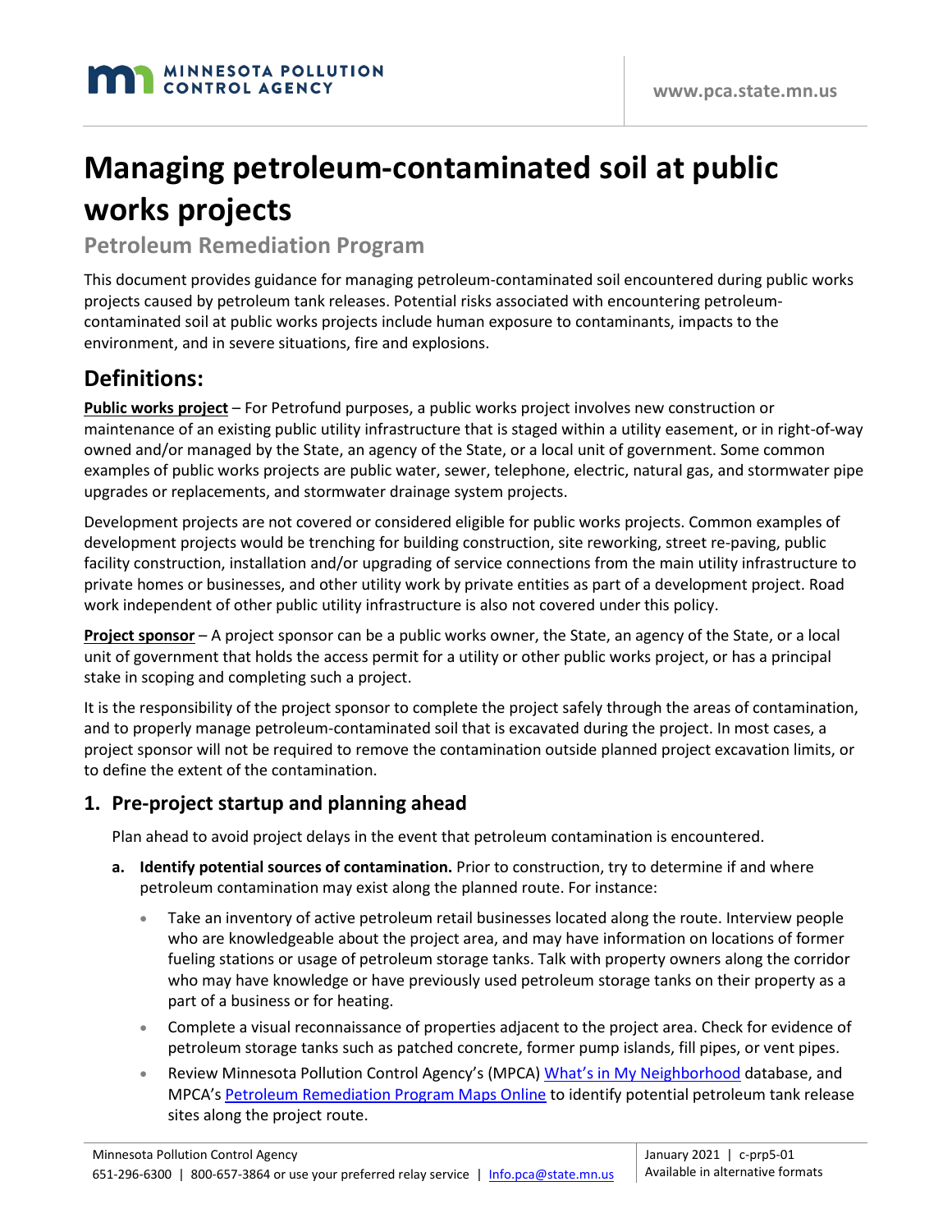# Managing petroleum-contaminated soil at public works projects

## Petroleum Remediation Program

This document provides guidance for managing petroleum-contaminated soil encountered during public works projects caused by petroleum tank releases. Potential risks associated with encountering petroleum-contaminated soil at public works projects include human exposure to contaminants, impacts to the environment, and in severe situations, fire and explosions.

## Definitions:

**Public works project** – For Petrofund purposes, a public works project involves new construction or maintenance of an existing public utility infrastructure that is staged within a utility easement, or in right-of-way owned and/or managed by the State, an agency of the State, or a local unit of government. Some common examples of public works projects are public water, sewer, telephone, electric, natural gas, and stormwater pipe upgrades or replacements, and stormwater drainage system projects.

Development projects are not covered or considered eligible for public works projects. Common examples of development projects would be trenching for building construction, site reworking, street re-paving, public facility construction, installation and/or upgrading of service connections from the main utility infrastructure to private homes or businesses, and other utility work by private entities as part of a development project. Road work independent of other public utility infrastructure is also not covered under this policy.

**Project sponsor** – A project sponsor can be a public works owner, the State, an agency of the State, or a local unit of government that holds the access permit for a utility or other public works project, or has a principal stake in scoping and completing such a project.

It is the responsibility of the project sponsor to complete the project safely through the areas of contamination, and to properly manage petroleum-contaminated soil that is excavated during the project. In most cases, a project sponsor will not be required to remove the contamination outside planned project excavation limits, or to define the extent of the contamination.

### 1. Pre-project startup and planning ahead

Plan ahead to avoid project delays in the event that petroleum contamination is encountered.

a. **Identify potential sources of contamination.** Prior to construction, try to determine if and where petroleum contamination may exist along the planned route. For instance:

- Take an inventory of active petroleum retail businesses located along the route. Interview people who are knowledgeable about the project area, and may have information on locations of former fueling stations or usage of petroleum storage tanks. Talk with property owners along the corridor who may have knowledge or have previously used petroleum storage tanks on their property as a part of a business or for heating.
- Complete a visual reconnaissance of properties adjacent to the project area. Check for evidence of petroleum storage tanks such as patched concrete, former pump islands, fill pipes, or vent pipes.
- Review Minnesota Pollution Control Agency's (MPCA) What's in My Neighborhood database, and MPCA's Petroleum Remediation Program Maps Online to identify potential petroleum tank release sites along the project route.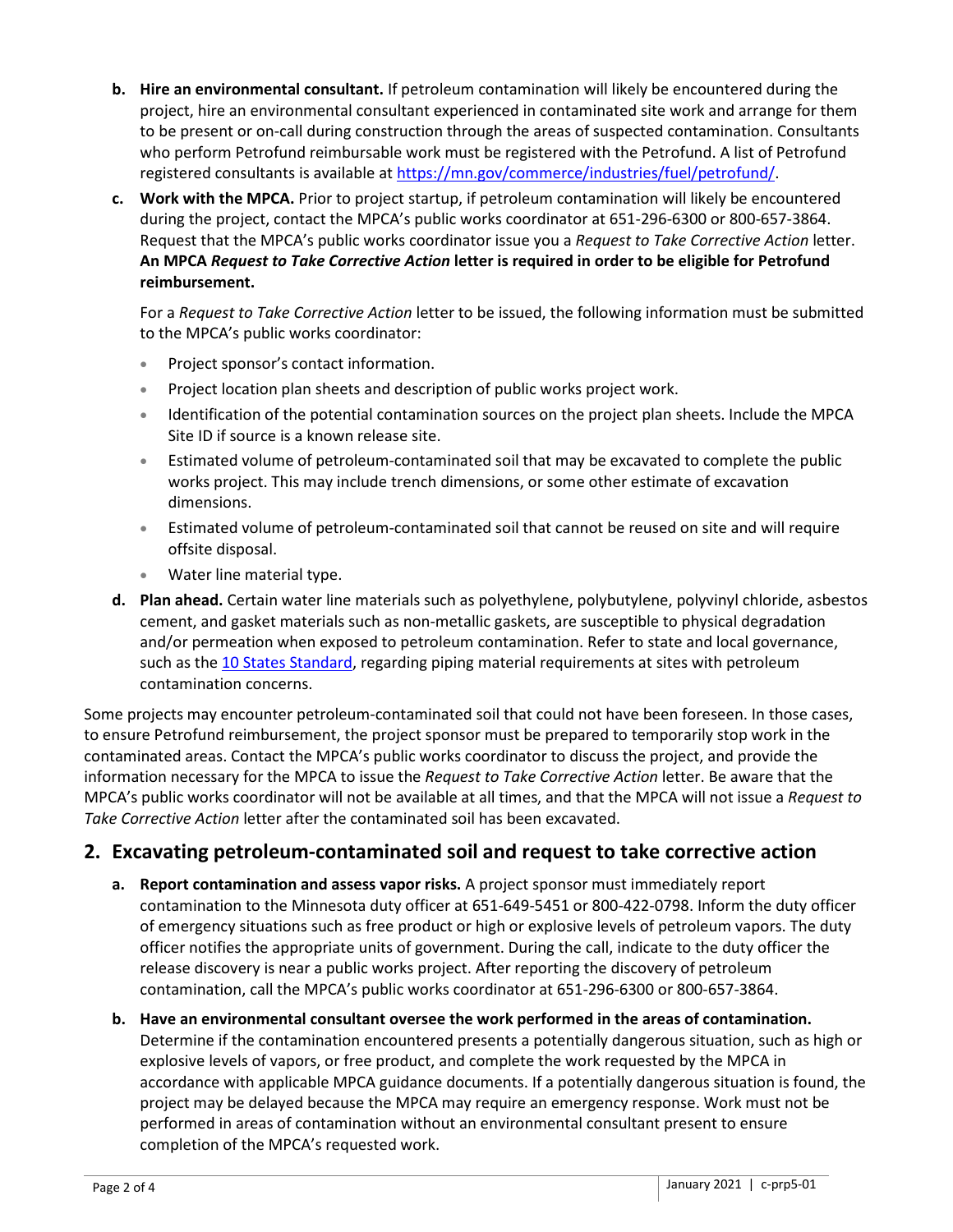b. **Hire an environmental consultant.** If petroleum contamination will likely be encountered during the project, hire an environmental consultant experienced in contaminated site work and arrange for them to be present or on-call during construction through the areas of suspected contamination. Consultants who perform Petrofund reimbursable work must be registered with the Petrofund. A list of Petrofund registered consultants is available at [https://mn.gov/commerce/industries/fuel/petrofund/](https://mn.gov/commerce/industries/fuel/petrofund/).

c. **Work with the MPCA.** Prior to project startup, if petroleum contamination will likely be encountered during the project, contact the MPCA's public works coordinator at 651-296-6300 or 800-657-3864. Request that the MPCA's public works coordinator issue you a *Request to Take Corrective Action* letter. **An MPCA *Request to Take Corrective Action* letter is required in order to be eligible for Petrofund reimbursement.**

   For a *Request to Take Corrective Action* letter to be issued, the following information must be submitted to the MPCA's public works coordinator:

   - Project sponsor's contact information.
   - Project location plan sheets and description of public works project work.
   - Identification of the potential contamination sources on the project plan sheets. Include the MPCA Site ID if source is a known release site.
   - Estimated volume of petroleum-contaminated soil that may be excavated to complete the public works project. This may include trench dimensions, or some other estimate of excavation dimensions.
   - Estimated volume of petroleum-contaminated soil that cannot be reused on site and will require offsite disposal.
   - Water line material type.

d. **Plan ahead.** Certain water line materials such as polyethylene, polybutylene, polyvinyl chloride, asbestos cement, and gasket materials such as non-metallic gaskets, are susceptible to physical degradation and/or permeation when exposed to petroleum contamination. Refer to state and local governance, such as the 10 States Standard, regarding piping material requirements at sites with petroleum contamination concerns.

Some projects may encounter petroleum-contaminated soil that could not have been foreseen. In those cases, to ensure Petrofund reimbursement, the project sponsor must be prepared to temporarily stop work in the contaminated areas. Contact the MPCA's public works coordinator to discuss the project, and provide the information necessary for the MPCA to issue the *Request to Take Corrective Action* letter. Be aware that the MPCA's public works coordinator will not be available at all times, and that the MPCA will not issue a *Request to Take Corrective Action* letter after the contaminated soil has been excavated.

## 2. Excavating petroleum-contaminated soil and request to take corrective action

a. **Report contamination and assess vapor risks.** A project sponsor must immediately report contamination to the Minnesota duty officer at 651-649-5451 or 800-422-0798. Inform the duty officer of emergency situations such as free product or high or explosive levels of petroleum vapors. The duty officer notifies the appropriate units of government. During the call, indicate to the duty officer the release discovery is near a public works project. After reporting the discovery of petroleum contamination, call the MPCA's public works coordinator at 651-296-6300 or 800-657-3864.

b. **Have an environmental consultant oversee the work performed in the areas of contamination.** Determine if the contamination encountered presents a potentially dangerous situation, such as high or explosive levels of vapors, or free product, and complete the work requested by the MPCA in accordance with applicable MPCA guidance documents. If a potentially dangerous situation is found, the project may be delayed because the MPCA may require an emergency response. Work must not be performed in areas of contamination without an environmental consultant present to ensure completion of the MPCA's requested work.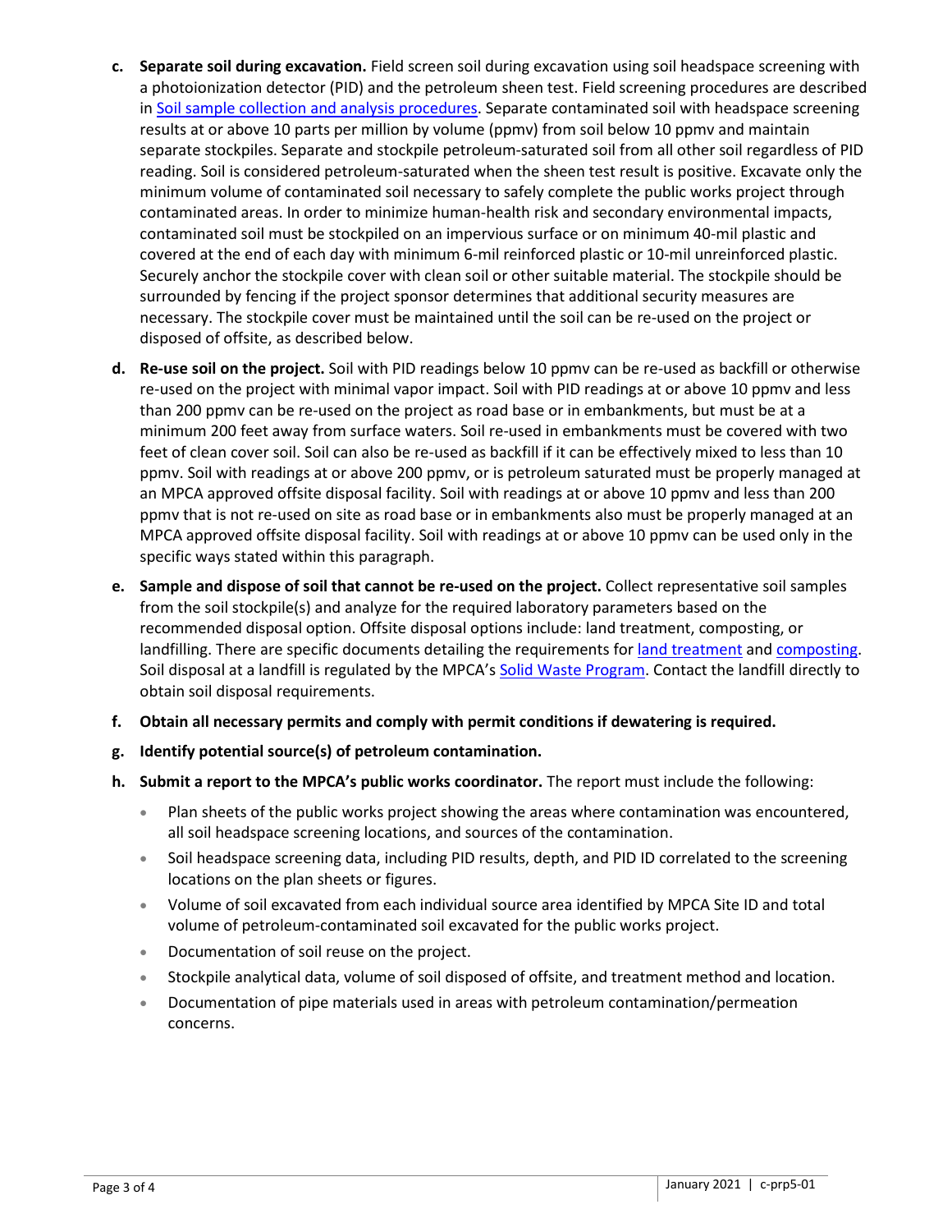c. **Separate soil during excavation.** Field screen soil during excavation using soil headspace screening with a photoionization detector (PID) and the petroleum sheen test. Field screening procedures are described in Soil sample collection and analysis procedures. Separate contaminated soil with headspace screening results at or above 10 parts per million by volume (ppmv) from soil below 10 ppmv and maintain separate stockpiles. Separate and stockpile petroleum-saturated soil from all other soil regardless of PID reading. Soil is considered petroleum-saturated when the sheen test result is positive. Excavate only the minimum volume of contaminated soil necessary to safely complete the public works project through contaminated areas. In order to minimize human-health risk and secondary environmental impacts, contaminated soil must be stockpiled on an impervious surface or on minimum 40-mil plastic and covered at the end of each day with minimum 6-mil reinforced plastic or 10-mil unreinforced plastic. Securely anchor the stockpile cover with clean soil or other suitable material. The stockpile should be surrounded by fencing if the project sponsor determines that additional security measures are necessary. The stockpile cover must be maintained until the soil can be re-used on the project or disposed of offsite, as described below.

d. **Re-use soil on the project.** Soil with PID readings below 10 ppmv can be re-used as backfill or otherwise re-used on the project with minimal vapor impact. Soil with PID readings at or above 10 ppmv and less than 200 ppmv can be re-used on the project as road base or in embankments, but must be at a minimum 200 feet away from surface waters. Soil re-used in embankments must be covered with two feet of clean cover soil. Soil can also be re-used as backfill if it can be effectively mixed to less than 10 ppmv. Soil with readings at or above 200 ppmv, or is petroleum saturated must be properly managed at an MPCA approved offsite disposal facility. Soil with readings at or above 10 ppmv and less than 200 ppmv that is not re-used on site as road base or in embankments also must be properly managed at an MPCA approved offsite disposal facility. Soil with readings at or above 10 ppmv can be used only in the specific ways stated within this paragraph.

e. **Sample and dispose of soil that cannot be re-used on the project.** Collect representative soil samples from the soil stockpile(s) and analyze for the required laboratory parameters based on the recommended disposal option. Offsite disposal options include: land treatment, composting, or landfilling. There are specific documents detailing the requirements for land treatment and composting. Soil disposal at a landfill is regulated by the MPCA's Solid Waste Program. Contact the landfill directly to obtain soil disposal requirements.

f. **Obtain all necessary permits and comply with permit conditions if dewatering is required.**

g. **Identify potential source(s) of petroleum contamination.**

h. **Submit a report to the MPCA's public works coordinator.** The report must include the following:

- Plan sheets of the public works project showing the areas where contamination was encountered, all soil headspace screening locations, and sources of the contamination.
- Soil headspace screening data, including PID results, depth, and PID ID correlated to the screening locations on the plan sheets or figures.
- Volume of soil excavated from each individual source area identified by MPCA Site ID and total volume of petroleum-contaminated soil excavated for the public works project.
- Documentation of soil reuse on the project.
- Stockpile analytical data, volume of soil disposed of offsite, and treatment method and location.
- Documentation of pipe materials used in areas with petroleum contamination/permeation concerns.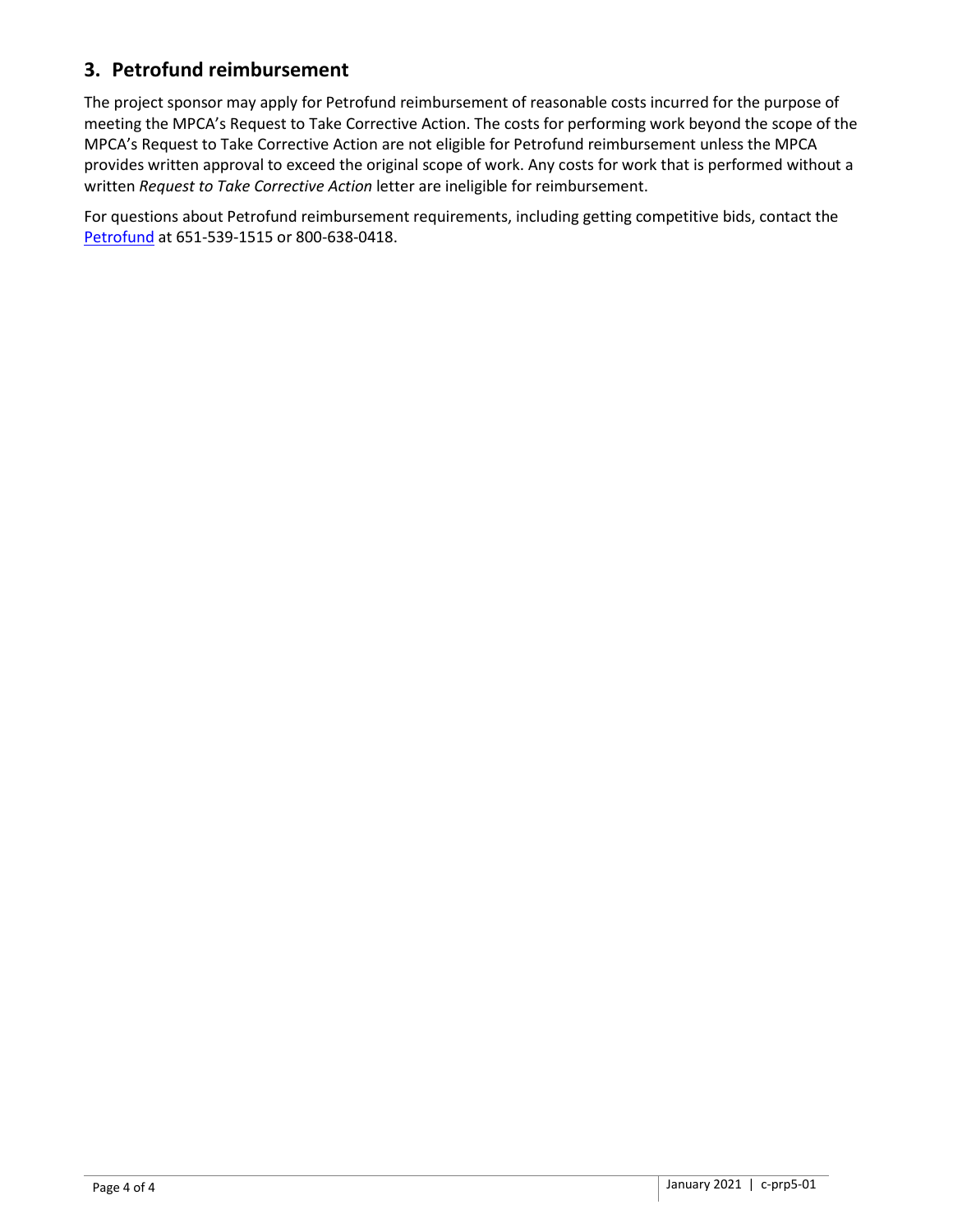## 3. Petrofund reimbursement

The project sponsor may apply for Petrofund reimbursement of reasonable costs incurred for the purpose of meeting the MPCA's Request to Take Corrective Action. The costs for performing work beyond the scope of the MPCA's Request to Take Corrective Action are not eligible for Petrofund reimbursement unless the MPCA provides written approval to exceed the original scope of work. Any costs for work that is performed without a written *Request to Take Corrective Action* letter are ineligible for reimbursement.

For questions about Petrofund reimbursement requirements, including getting competitive bids, contact the Petrofund at 651-539-1515 or 800-638-0418.